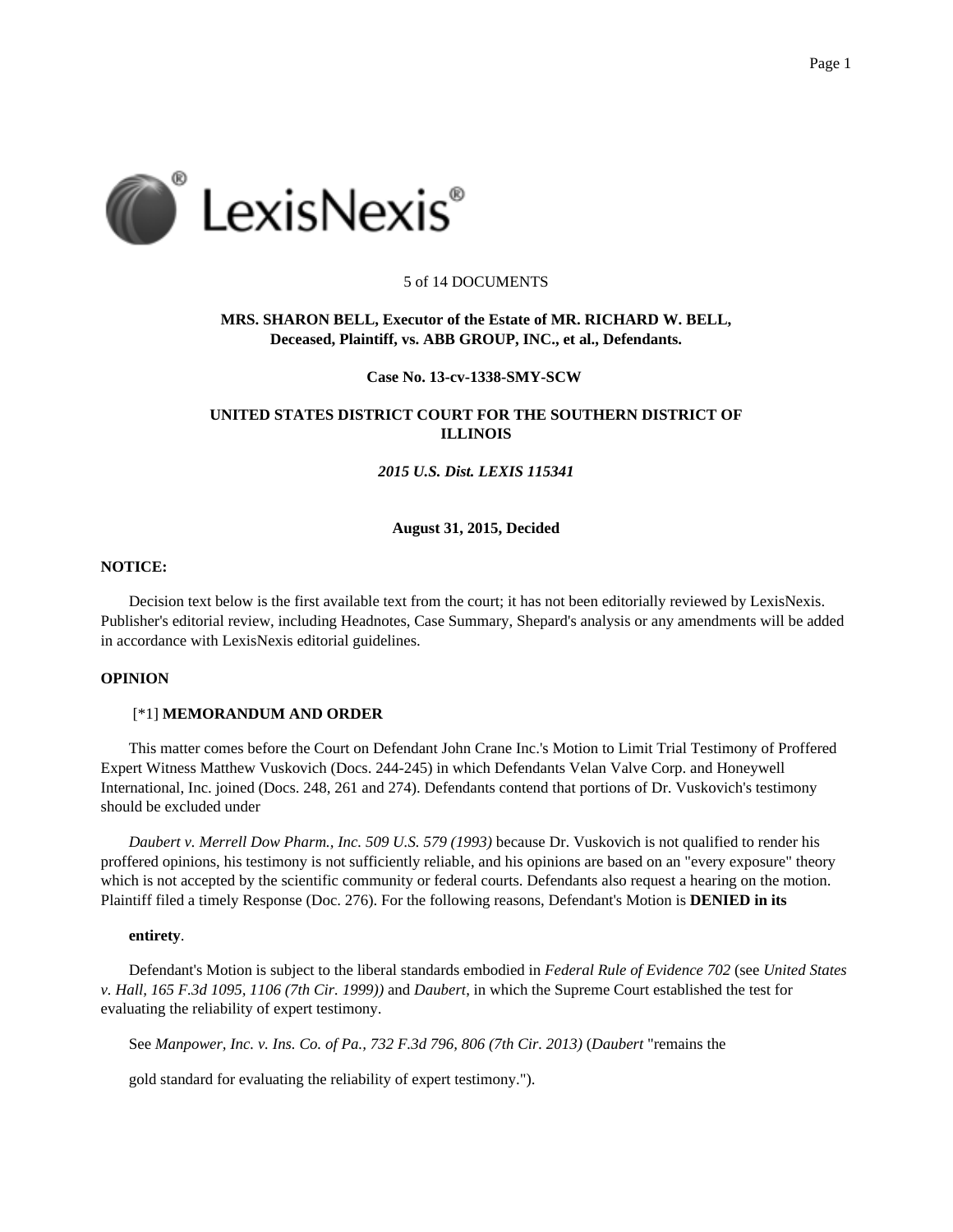5 of 14 DOCUMENTS

**MRS. SHARON BELL, Executor of the Estate of MR. RICHARD W. BELL, Deceased, Plaintiff, vs. ABB GROUP, INC., et al., Defendants.**

**Case No. 13-cv-1338-SMY-SCW**

**UNITED STATES DISTRICT COURT FOR THE SOUTHERN DISTRICT OF ILLINOIS**

***2015 U.S. Dist. LEXIS 115341***

**August 31, 2015, Decided**

**NOTICE:**

Decision text below is the first available text from the court; it has not been editorially reviewed by LexisNexis. Publisher's editorial review, including Headnotes, Case Summary, Shepard's analysis or any amendments will be added in accordance with LexisNexis editorial guidelines.

**OPINION**

[*1] **MEMORANDUM AND ORDER**

This matter comes before the Court on Defendant John Crane Inc.'s Motion to Limit Trial Testimony of Proffered Expert Witness Matthew Vuskovich (Docs. 244-245) in which Defendants Velan Valve Corp. and Honeywell International, Inc. joined (Docs. 248, 261 and 274). Defendants contend that portions of Dr. Vuskovich's testimony should be excluded under

*Daubert v. Merrell Dow Pharm., Inc. 509 U.S. 579 (1993)* because Dr. Vuskovich is not qualified to render his proffered opinions, his testimony is not sufficiently reliable, and his opinions are based on an "every exposure" theory which is not accepted by the scientific community or federal courts. Defendants also request a hearing on the motion. Plaintiff filed a timely Response (Doc. 276). For the following reasons, Defendant's Motion is **DENIED in its**

**entirety**.

Defendant's Motion is subject to the liberal standards embodied in *Federal Rule of Evidence 702* (see *United States v. Hall, 165 F.3d 1095, 1106 (7th Cir. 1999))* and *Daubert*, in which the Supreme Court established the test for evaluating the reliability of expert testimony.

See *Manpower, Inc. v. Ins. Co. of Pa., 732 F.3d 796, 806 (7th Cir. 2013)* (*Daubert* "remains the

gold standard for evaluating the reliability of expert testimony.").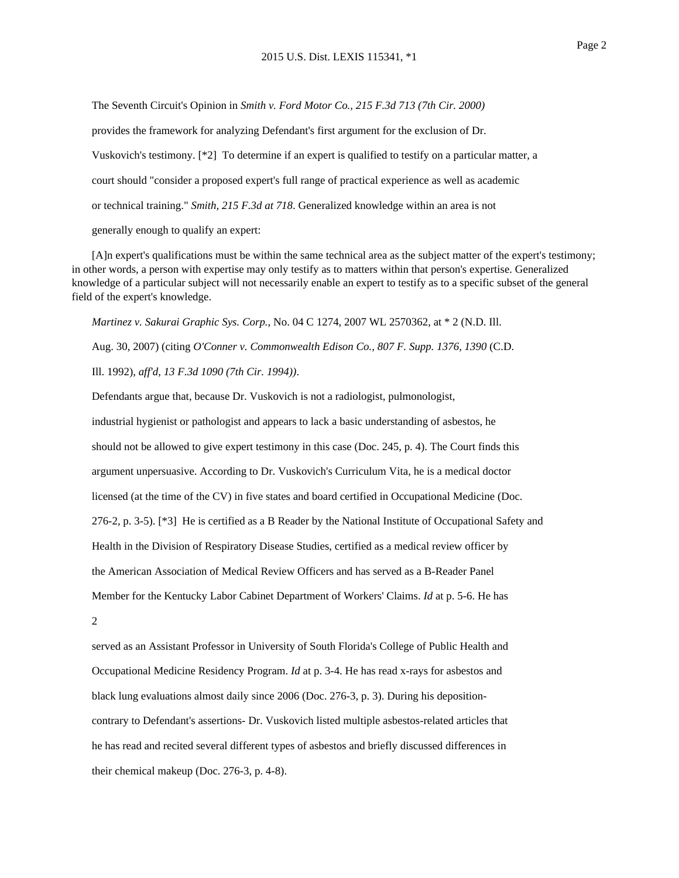The Seventh Circuit's Opinion in *Smith v. Ford Motor Co., 215 F.3d 713 (7th Cir. 2000)* provides the framework for analyzing Defendant's first argument for the exclusion of Dr. Vuskovich's testimony. [*2] To determine if an expert is qualified to testify on a particular matter, a court should "consider a proposed expert's full range of practical experience as well as academic or technical training." *Smith, 215 F.3d at 718*. Generalized knowledge within an area is not generally enough to qualify an expert:

> [A]n expert's qualifications must be within the same technical area as the subject matter of the expert's testimony; in other words, a person with expertise may only testify as to matters within that person's expertise. Generalized knowledge of a particular subject will not necessarily enable an expert to testify as to a specific subset of the general field of the expert's knowledge.

*Martinez v. Sakurai Graphic Sys. Corp.*, No. 04 C 1274, 2007 WL 2570362, at * 2 (N.D. Ill. Aug. 30, 2007) (citing *O'Conner v. Commonwealth Edison Co., 807 F. Supp. 1376, 1390* (C.D. Ill. 1992), *aff'd, 13 F.3d 1090 (7th Cir. 1994))*.

Defendants argue that, because Dr. Vuskovich is not a radiologist, pulmonologist, industrial hygienist or pathologist and appears to lack a basic understanding of asbestos, he should not be allowed to give expert testimony in this case (Doc. 245, p. 4). The Court finds this argument unpersuasive. According to Dr. Vuskovich's Curriculum Vita, he is a medical doctor licensed (at the time of the CV) in five states and board certified in Occupational Medicine (Doc. 276-2, p. 3-5). [*3] He is certified as a B Reader by the National Institute of Occupational Safety and Health in the Division of Respiratory Disease Studies, certified as a medical review officer by the American Association of Medical Review Officers and has served as a B-Reader Panel Member for the Kentucky Labor Cabinet Department of Workers' Claims. *Id* at p. 5-6. He has served as an Assistant Professor in University of South Florida's College of Public Health and Occupational Medicine Residency Program. *Id* at p. 3-4. He has read x-rays for asbestos and black lung evaluations almost daily since 2006 (Doc. 276-3, p. 3). During his deposition- contrary to Defendant's assertions- Dr. Vuskovich listed multiple asbestos-related articles that he has read and recited several different types of asbestos and briefly discussed differences in their chemical makeup (Doc. 276-3, p. 4-8).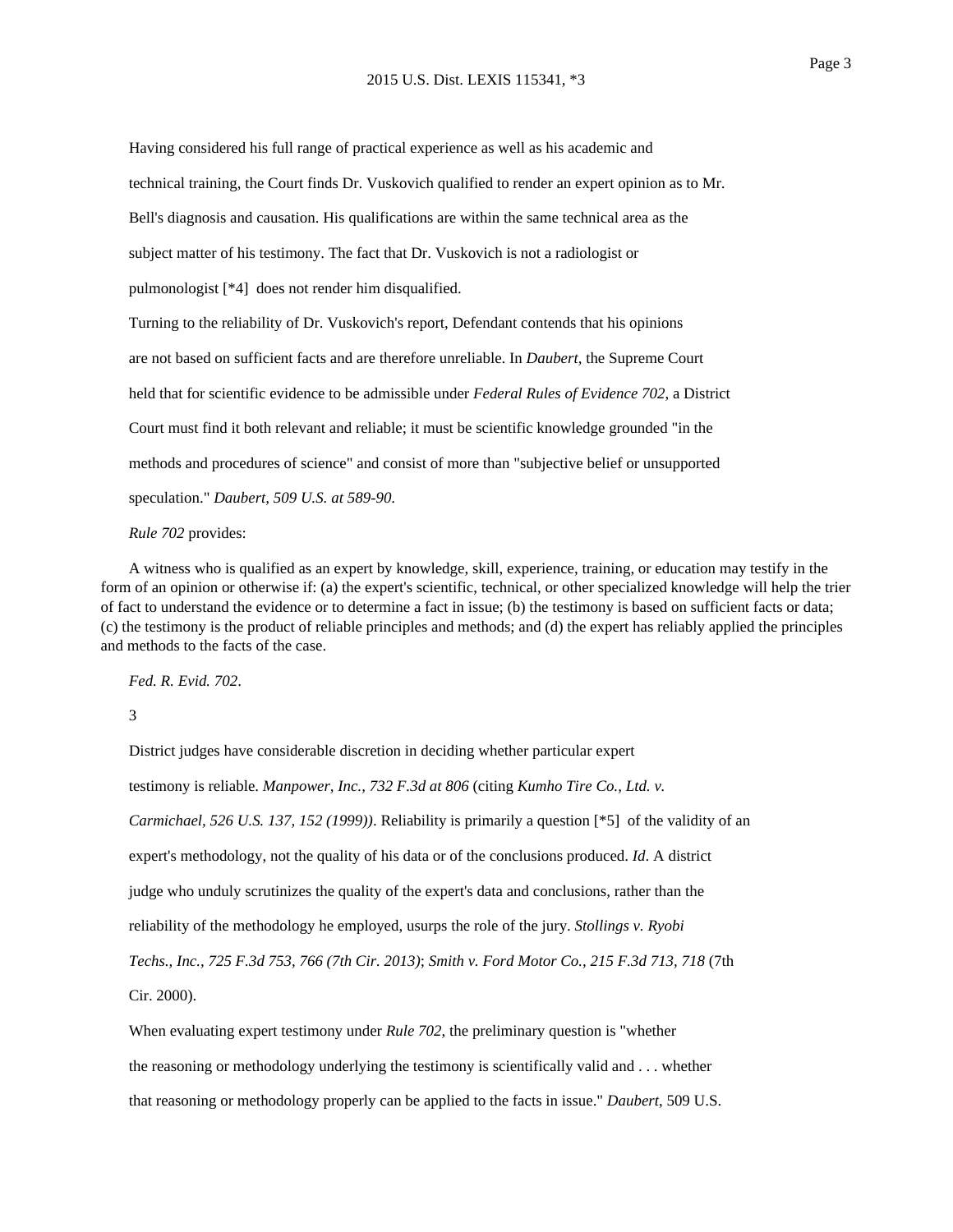Having considered his full range of practical experience as well as his academic and technical training, the Court finds Dr. Vuskovich qualified to render an expert opinion as to Mr. Bell's diagnosis and causation. His qualifications are within the same technical area as the subject matter of his testimony. The fact that Dr. Vuskovich is not a radiologist or pulmonologist [*4] does not render him disqualified.

Turning to the reliability of Dr. Vuskovich's report, Defendant contends that his opinions are not based on sufficient facts and are therefore unreliable. In *Daubert*, the Supreme Court held that for scientific evidence to be admissible under *Federal Rules of Evidence 702*, a District Court must find it both relevant and reliable; it must be scientific knowledge grounded "in the methods and procedures of science" and consist of more than "subjective belief or unsupported speculation." *Daubert, 509 U.S. at 589-90.*

*Rule 702* provides:

> A witness who is qualified as an expert by knowledge, skill, experience, training, or education may testify in the form of an opinion or otherwise if: (a) the expert's scientific, technical, or other specialized knowledge will help the trier of fact to understand the evidence or to determine a fact in issue; (b) the testimony is based on sufficient facts or data; (c) the testimony is the product of reliable principles and methods; and (d) the expert has reliably applied the principles and methods to the facts of the case.

*Fed. R. Evid. 702*.

3

District judges have considerable discretion in deciding whether particular expert testimony is reliable. *Manpower, Inc., 732 F.3d at 806* (citing *Kumho Tire Co., Ltd. v. Carmichael, 526 U.S. 137, 152 (1999))*. Reliability is primarily a question [*5] of the validity of an expert's methodology, not the quality of his data or of the conclusions produced. *Id*. A district judge who unduly scrutinizes the quality of the expert's data and conclusions, rather than the reliability of the methodology he employed, usurps the role of the jury. *Stollings v. Ryobi Techs., Inc., 725 F.3d 753, 766 (7th Cir. 2013)*; *Smith v. Ford Motor Co., 215 F.3d 713, 718* (7th Cir. 2000).

When evaluating expert testimony under *Rule 702*, the preliminary question is "whether the reasoning or methodology underlying the testimony is scientifically valid and . . . whether that reasoning or methodology properly can be applied to the facts in issue." *Daubert*, 509 U.S.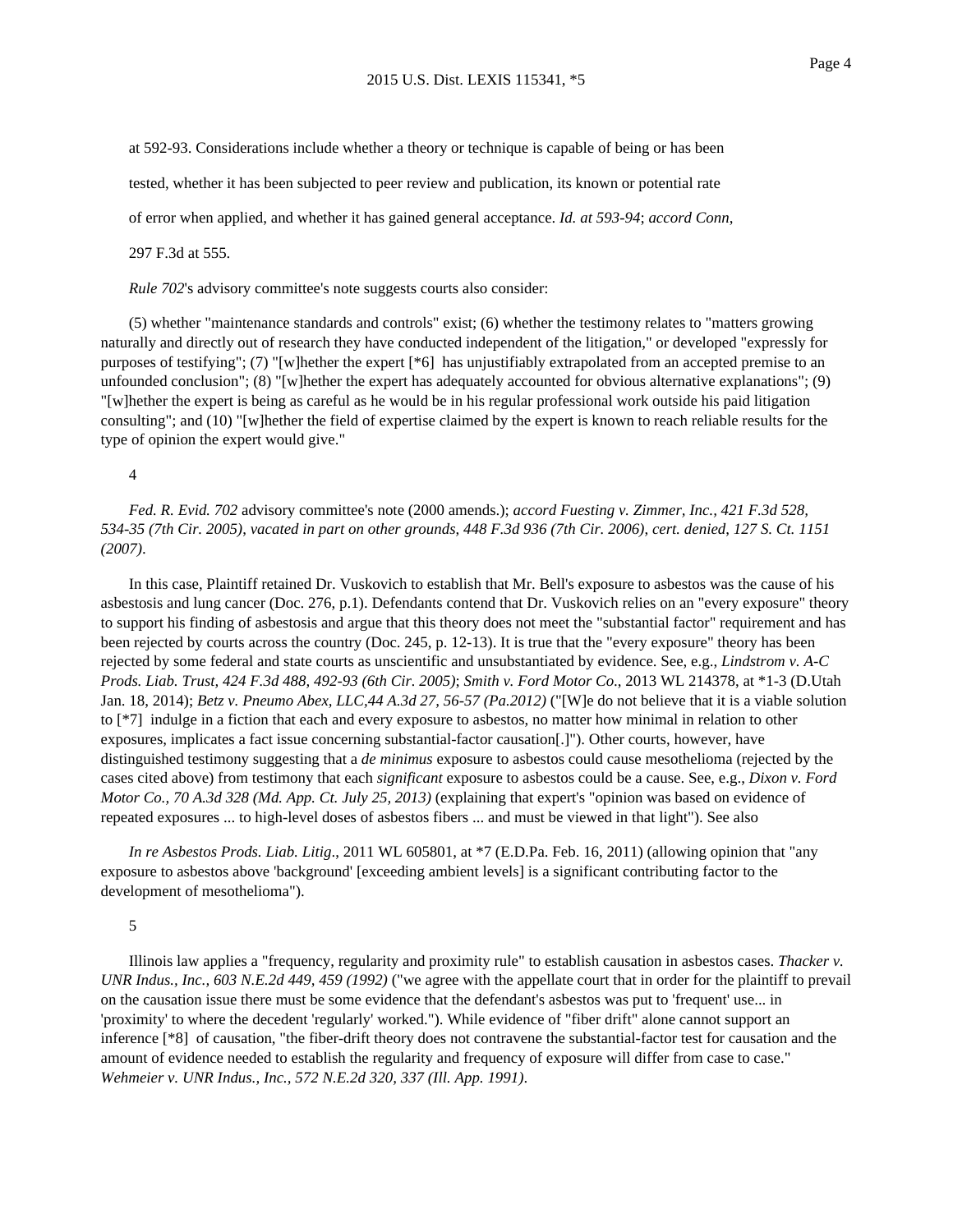at 592-93. Considerations include whether a theory or technique is capable of being or has been

tested, whether it has been subjected to peer review and publication, its known or potential rate

of error when applied, and whether it has gained general acceptance. *Id. at 593-94*; *accord Conn*,

297 F.3d at 555.

*Rule 702*'s advisory committee's note suggests courts also consider:

(5) whether "maintenance standards and controls" exist; (6) whether the testimony relates to "matters growing naturally and directly out of research they have conducted independent of the litigation," or developed "expressly for purposes of testifying"; (7) "[w]hether the expert [*6] has unjustifiably extrapolated from an accepted premise to an unfounded conclusion"; (8) "[w]hether the expert has adequately accounted for obvious alternative explanations"; (9) "[w]hether the expert is being as careful as he would be in his regular professional work outside his paid litigation consulting"; and (10) "[w]hether the field of expertise claimed by the expert is known to reach reliable results for the type of opinion the expert would give."

4

*Fed. R. Evid. 702* advisory committee's note (2000 amends.); *accord Fuesting v. Zimmer, Inc., 421 F.3d 528, 534-35 (7th Cir. 2005)*, *vacated in part on other grounds*, *448 F.3d 936 (7th Cir. 2006)*, *cert. denied*, *127 S. Ct. 1151 (2007)*.

In this case, Plaintiff retained Dr. Vuskovich to establish that Mr. Bell's exposure to asbestos was the cause of his asbestosis and lung cancer (Doc. 276, p.1). Defendants contend that Dr. Vuskovich relies on an "every exposure" theory to support his finding of asbestosis and argue that this theory does not meet the "substantial factor" requirement and has been rejected by courts across the country (Doc. 245, p. 12-13). It is true that the "every exposure" theory has been rejected by some federal and state courts as unscientific and unsubstantiated by evidence. See, e.g., *Lindstrom v. A-C Prods. Liab. Trust, 424 F.3d 488, 492-93 (6th Cir. 2005)*; *Smith v. Ford Motor Co*., 2013 WL 214378, at *1-3 (D.Utah Jan. 18, 2014); *Betz v. Pneumo Abex, LLC,44 A.3d 27, 56-57 (Pa.2012)* ("[W]e do not believe that it is a viable solution to [*7] indulge in a fiction that each and every exposure to asbestos, no matter how minimal in relation to other exposures, implicates a fact issue concerning substantial-factor causation[.]"). Other courts, however, have distinguished testimony suggesting that a *de minimus* exposure to asbestos could cause mesothelioma (rejected by the cases cited above) from testimony that each *significant* exposure to asbestos could be a cause. See, e.g., *Dixon v. Ford Motor Co., 70 A.3d 328 (Md. App. Ct. July 25, 2013)* (explaining that expert's "opinion was based on evidence of repeated exposures ... to high-level doses of asbestos fibers ... and must be viewed in that light"). See also

*In re Asbestos Prods. Liab. Litig*., 2011 WL 605801, at *7 (E.D.Pa. Feb. 16, 2011) (allowing opinion that "any exposure to asbestos above 'background' [exceeding ambient levels] is a significant contributing factor to the development of mesothelioma").

5

Illinois law applies a "frequency, regularity and proximity rule" to establish causation in asbestos cases. *Thacker v. UNR Indus., Inc., 603 N.E.2d 449, 459 (1992)* ("we agree with the appellate court that in order for the plaintiff to prevail on the causation issue there must be some evidence that the defendant's asbestos was put to 'frequent' use... in 'proximity' to where the decedent 'regularly' worked."). While evidence of "fiber drift" alone cannot support an inference [*8] of causation, "the fiber-drift theory does not contravene the substantial-factor test for causation and the amount of evidence needed to establish the regularity and frequency of exposure will differ from case to case." *Wehmeier v. UNR Indus., Inc., 572 N.E.2d 320, 337 (Ill. App. 1991)*.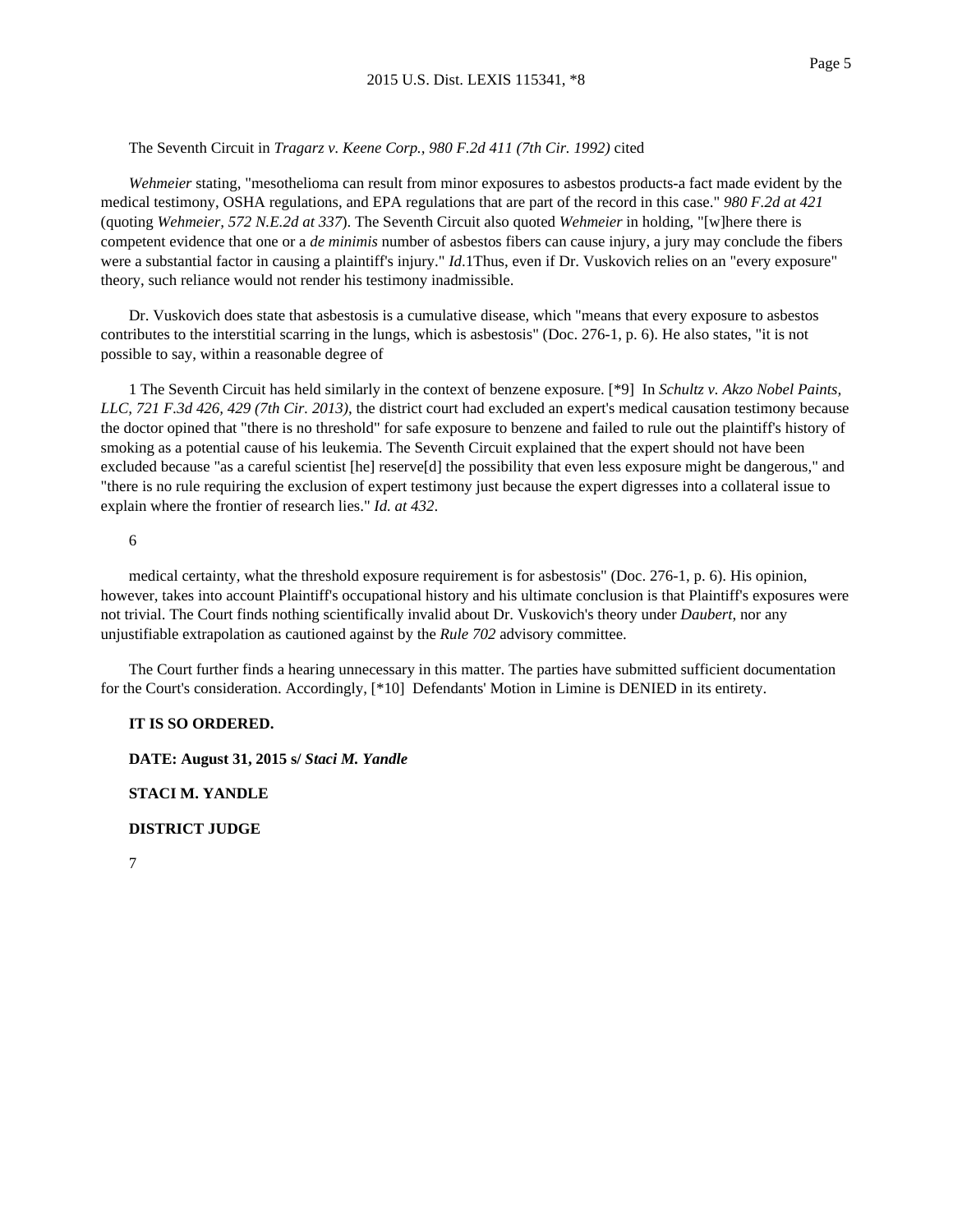The Seventh Circuit in *Tragarz v. Keene Corp., 980 F.2d 411 (7th Cir. 1992)* cited

*Wehmeier* stating, "mesothelioma can result from minor exposures to asbestos products-a fact made evident by the medical testimony, OSHA regulations, and EPA regulations that are part of the record in this case." *980 F.2d at 421* (quoting *Wehmeier, 572 N.E.2d at 337*). The Seventh Circuit also quoted *Wehmeier* in holding, "[w]here there is competent evidence that one or a *de minimis* number of asbestos fibers can cause injury, a jury may conclude the fibers were a substantial factor in causing a plaintiff's injury." *Id.*[1]Thus, even if Dr. Vuskovich relies on an "every exposure" theory, such reliance would not render his testimony inadmissible.

Dr. Vuskovich does state that asbestosis is a cumulative disease, which "means that every exposure to asbestos contributes to the interstitial scarring in the lungs, which is asbestosis" (Doc. 276-1, p. 6). He also states, "it is not possible to say, within a reasonable degree of medical certainty, what the threshold exposure requirement is for asbestosis" (Doc. 276-1, p. 6). His opinion, however, takes into account Plaintiff's occupational history and his ultimate conclusion is that Plaintiff's exposures were not trivial. The Court finds nothing scientifically invalid about Dr. Vuskovich's theory under *Daubert*, nor any unjustifiable extrapolation as cautioned against by the *Rule 702* advisory committee.

The Court further finds a hearing unnecessary in this matter. The parties have submitted sufficient documentation for the Court's consideration. Accordingly, [*10] Defendants' Motion in Limine is DENIED in its entirety.

**IT IS SO ORDERED.**

**DATE: August 31, 2015 s/ *Staci M. Yandle***

**STACI M. YANDLE**

**DISTRICT JUDGE**

1 The Seventh Circuit has held similarly in the context of benzene exposure. [*9] In *Schultz v. Akzo Nobel Paints, LLC, 721 F.3d 426, 429 (7th Cir. 2013)*, the district court had excluded an expert's medical causation testimony because the doctor opined that "there is no threshold" for safe exposure to benzene and failed to rule out the plaintiff's history of smoking as a potential cause of his leukemia. The Seventh Circuit explained that the expert should not have been excluded because "as a careful scientist [he] reserve[d] the possibility that even less exposure might be dangerous," and "there is no rule requiring the exclusion of expert testimony just because the expert digresses into a collateral issue to explain where the frontier of research lies." *Id. at 432*.